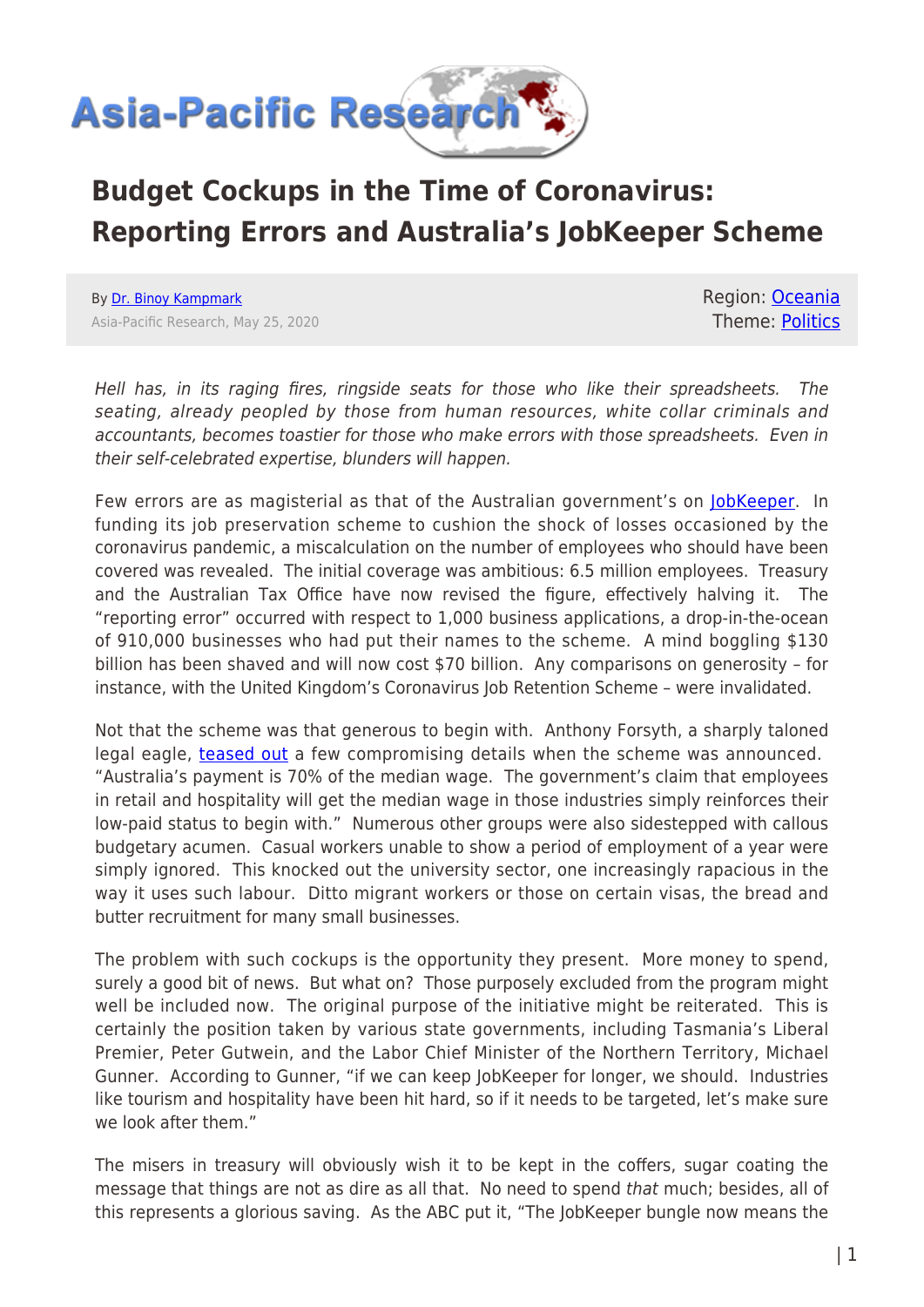# Budget Cockups in the Time of Coronavirus: Reporting Errors and Australia's JobKeeper Scheme

By Dr. Binoy Kampmark

Asia-Pacific Research, May 25, 2020

Region: Oceania

Theme: Politics

*Hell has, in its raging fires, ringside seats for those who like their spreadsheets. The seating, already peopled by those from human resources, white collar criminals and accountants, becomes toastier for those who make errors with those spreadsheets. Even in their self-celebrated expertise, blunders will happen.*

Few errors are as magisterial as that of the Australian government's on JobKeeper. In funding its job preservation scheme to cushion the shock of losses occasioned by the coronavirus pandemic, a miscalculation on the number of employees who should have been covered was revealed. The initial coverage was ambitious: 6.5 million employees. Treasury and the Australian Tax Office have now revised the figure, effectively halving it. The "reporting error" occurred with respect to 1,000 business applications, a drop-in-the-ocean of 910,000 businesses who had put their names to the scheme. A mind boggling $130 billion has been shaved and will now cost $70 billion. Any comparisons on generosity – for instance, with the United Kingdom's Coronavirus Job Retention Scheme – were invalidated.

Not that the scheme was that generous to begin with. Anthony Forsyth, a sharply taloned legal eagle, teased out a few compromising details when the scheme was announced. "Australia's payment is 70% of the median wage. The government's claim that employees in retail and hospitality will get the median wage in those industries simply reinforces their low-paid status to begin with." Numerous other groups were also sidestepped with callous budgetary acumen. Casual workers unable to show a period of employment of a year were simply ignored. This knocked out the university sector, one increasingly rapacious in the way it uses such labour. Ditto migrant workers or those on certain visas, the bread and butter recruitment for many small businesses.

The problem with such cockups is the opportunity they present. More money to spend, surely a good bit of news. But what on? Those purposely excluded from the program might well be included now. The original purpose of the initiative might be reiterated. This is certainly the position taken by various state governments, including Tasmania's Liberal Premier, Peter Gutwein, and the Labor Chief Minister of the Northern Territory, Michael Gunner. According to Gunner, "if we can keep JobKeeper for longer, we should. Industries like tourism and hospitality have been hit hard, so if it needs to be targeted, let's make sure we look after them."

The misers in treasury will obviously wish it to be kept in the coffers, sugar coating the message that things are not as dire as all that. No need to spend *that* much; besides, all of this represents a glorious saving. As the ABC put it, "The JobKeeper bungle now means the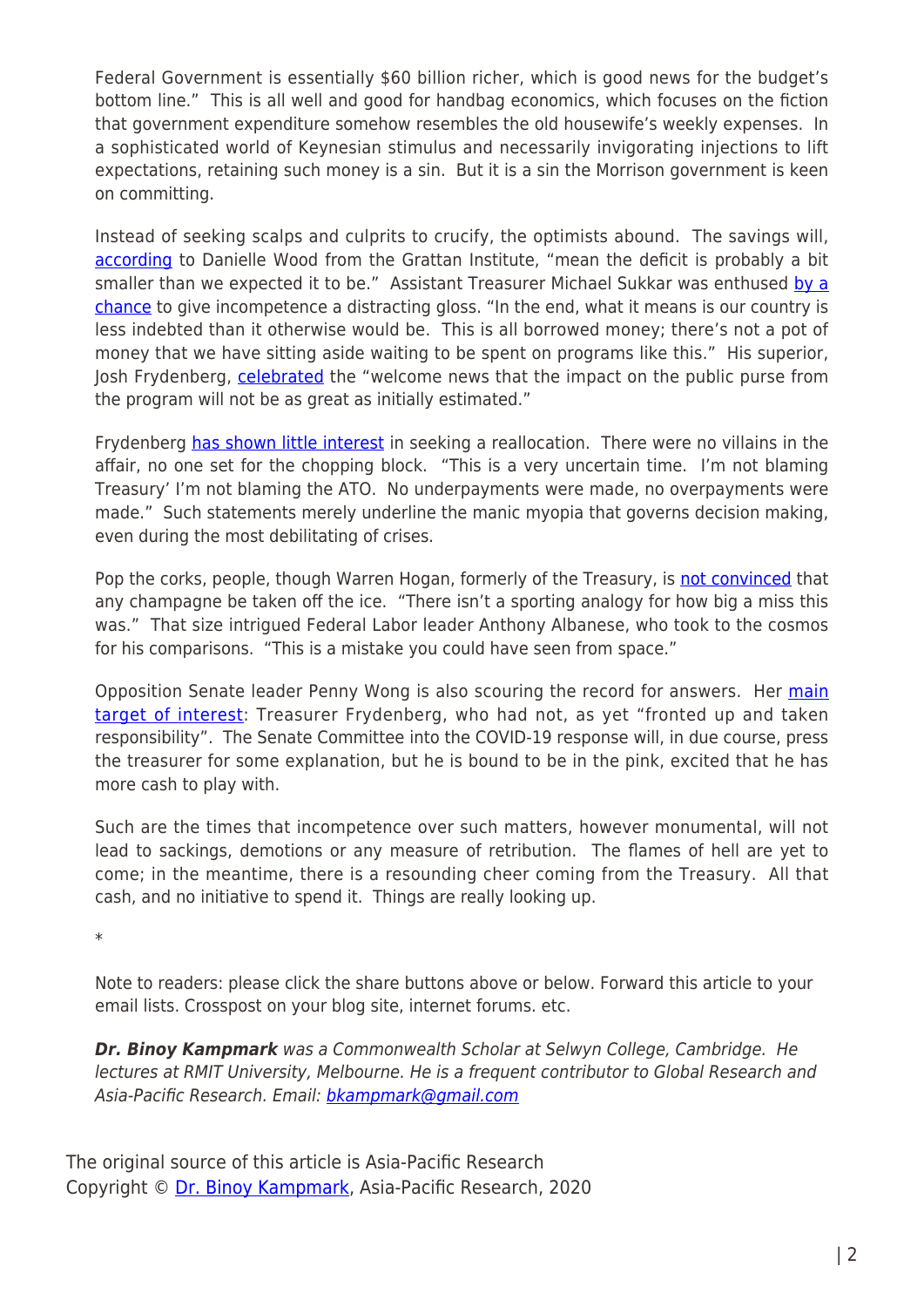Federal Government is essentially $60 billion richer, which is good news for the budget's bottom line." This is all well and good for handbag economics, which focuses on the fiction that government expenditure somehow resembles the old housewife's weekly expenses. In a sophisticated world of Keynesian stimulus and necessarily invigorating injections to lift expectations, retaining such money is a sin. But it is a sin the Morrison government is keen on committing.

Instead of seeking scalps and culprits to crucify, the optimists abound. The savings will, according to Danielle Wood from the Grattan Institute, "mean the deficit is probably a bit smaller than we expected it to be." Assistant Treasurer Michael Sukkar was enthused by a chance to give incompetence a distracting gloss. "In the end, what it means is our country is less indebted than it otherwise would be. This is all borrowed money; there's not a pot of money that we have sitting aside waiting to be spent on programs like this." His superior, Josh Frydenberg, celebrated the "welcome news that the impact on the public purse from the program will not be as great as initially estimated."

Frydenberg has shown little interest in seeking a reallocation. There were no villains in the affair, no one set for the chopping block. "This is a very uncertain time. I'm not blaming Treasury' I'm not blaming the ATO. No underpayments were made, no overpayments were made." Such statements merely underline the manic myopia that governs decision making, even during the most debilitating of crises.

Pop the corks, people, though Warren Hogan, formerly of the Treasury, is not convinced that any champagne be taken off the ice. "There isn't a sporting analogy for how big a miss this was." That size intrigued Federal Labor leader Anthony Albanese, who took to the cosmos for his comparisons. "This is a mistake you could have seen from space."

Opposition Senate leader Penny Wong is also scouring the record for answers. Her main target of interest: Treasurer Frydenberg, who had not, as yet "fronted up and taken responsibility". The Senate Committee into the COVID-19 response will, in due course, press the treasurer for some explanation, but he is bound to be in the pink, excited that he has more cash to play with.

Such are the times that incompetence over such matters, however monumental, will not lead to sackings, demotions or any measure of retribution. The flames of hell are yet to come; in the meantime, there is a resounding cheer coming from the Treasury. All that cash, and no initiative to spend it. Things are really looking up.

*

Note to readers: please click the share buttons above or below. Forward this article to your email lists. Crosspost on your blog site, internet forums. etc.

***Dr. Binoy Kampmark*** *was a Commonwealth Scholar at Selwyn College, Cambridge. He lectures at RMIT University, Melbourne. He is a frequent contributor to Global Research and Asia-Pacific Research. Email: bkampmark@gmail.com*

The original source of this article is Asia-Pacific Research
Copyright © Dr. Binoy Kampmark, Asia-Pacific Research, 2020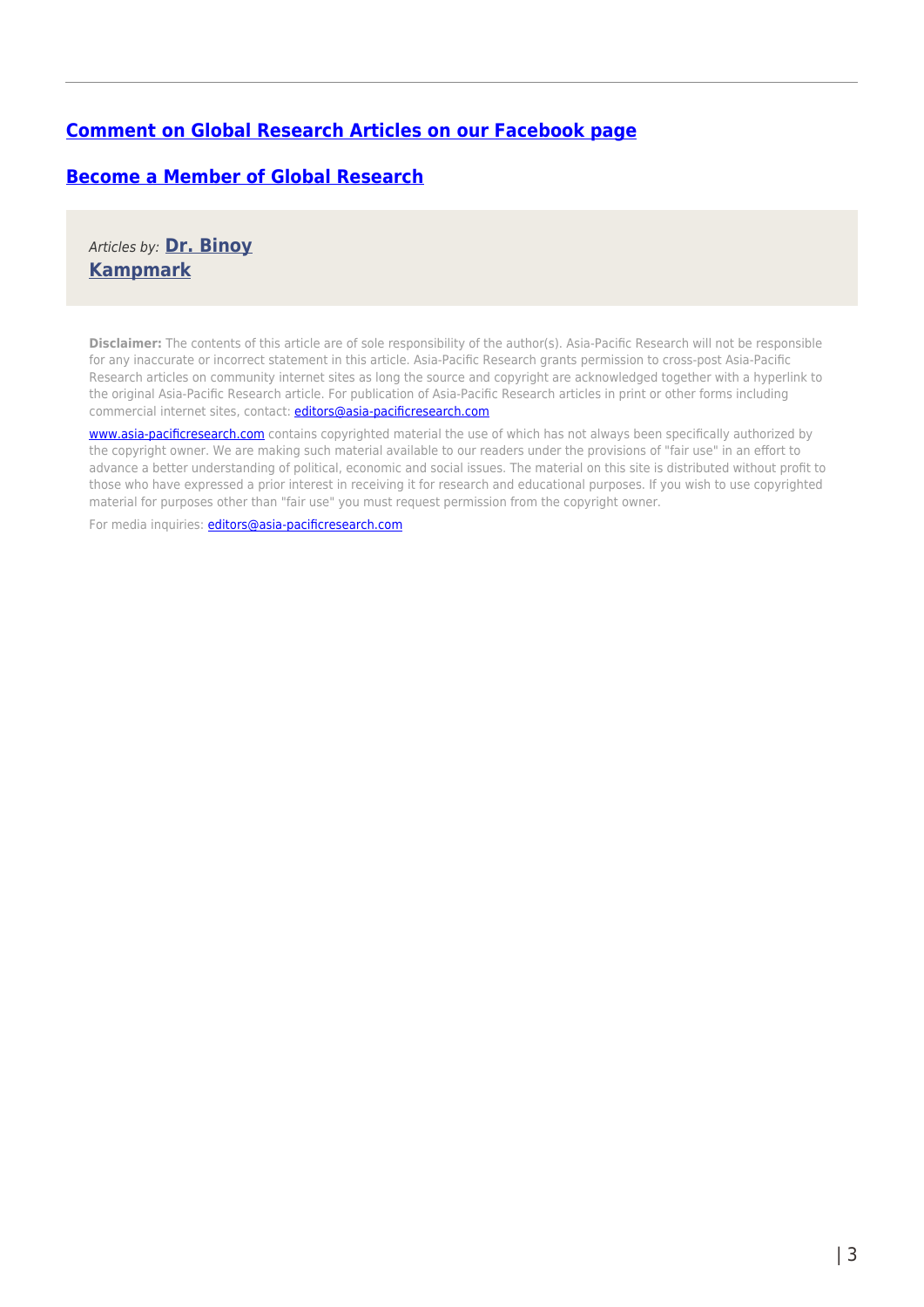---

**Comment on Global Research Articles on our Facebook page**

**Become a Member of Global Research**

*Articles by:* **Dr. Binoy Kampmark**

**Disclaimer:** The contents of this article are of sole responsibility of the author(s). Asia-Pacific Research will not be responsible for any inaccurate or incorrect statement in this article. Asia-Pacific Research grants permission to cross-post Asia-Pacific Research articles on community internet sites as long the source and copyright are acknowledged together with a hyperlink to the original Asia-Pacific Research article. For publication of Asia-Pacific Research articles in print or other forms including commercial internet sites, contact: editors@asia-pacificresearch.com

www.asia-pacificresearch.com contains copyrighted material the use of which has not always been specifically authorized by the copyright owner. We are making such material available to our readers under the provisions of "fair use" in an effort to advance a better understanding of political, economic and social issues. The material on this site is distributed without profit to those who have expressed a prior interest in receiving it for research and educational purposes. If you wish to use copyrighted material for purposes other than "fair use" you must request permission from the copyright owner.

For media inquiries: editors@asia-pacificresearch.com